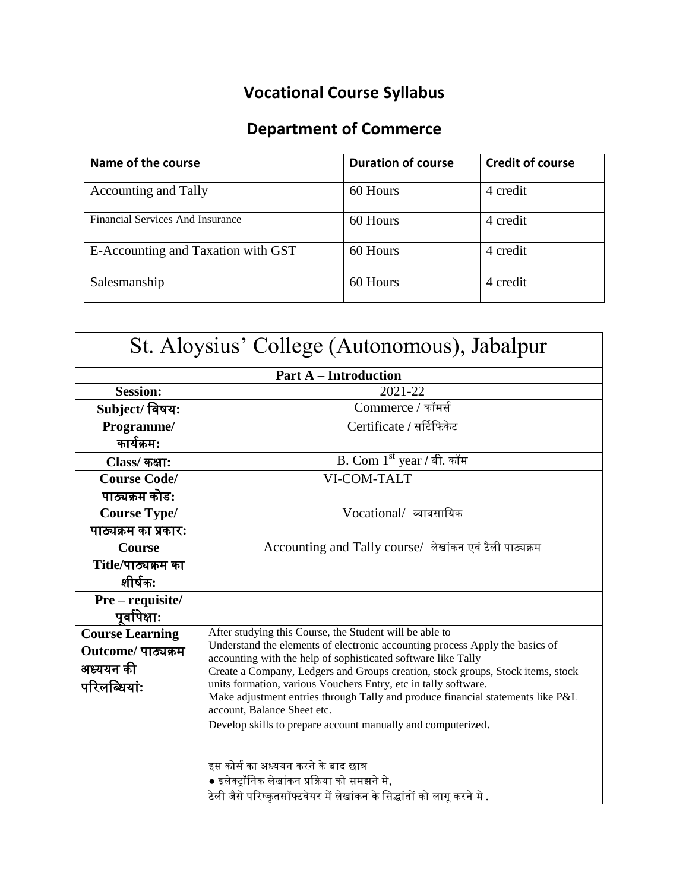# Vocational Course Syllabus

## Department of Commerce

| Name of the course | Duration of course | Credit of course |
|---|---|---|
| Accounting and Tally | 60 Hours | 4 credit |
| Financial Services And Insurance | 60 Hours | 4 credit |
| E-Accounting and Taxation with GST | 60 Hours | 4 credit |
| Salesmanship | 60 Hours | 4 credit |

| St. Aloysius' College (Autonomous), Jabalpur | |
|---|---|
| **Part A – Introduction** | |
| **Session:** | 2021-22 |
| **Subject/ विषय:** | Commerce / कॉमर्स |
| **Programme/ कार्यक्रम:** | Certificate / सर्टिफिकेट |
| **Class/ कक्षा:** | B. Com 1st year / बी. कॉम |
| **Course Code/ पाठ्यक्रम कोड:** | VI-COM-TALT |
| **Course Type/ पाठ्यक्रम का प्रकार:** | Vocational/ व्यावसायिक |
| **Course Title/पाठ्यक्रम का शीर्षक:** | Accounting and Tally course/ लेखांकन एवं टैली पाठ्यक्रम |
| **Pre – requisite/ पूर्वापेक्षा:** | |
| **Course Learning Outcome/ पाठ्यक्रम अध्ययन की परिलब्धियां:** | After studying this Course, the Student will be able to<br>Understand the elements of electronic accounting process Apply the basics of accounting with the help of sophisticated software like Tally<br>Create a Company, Ledgers and Groups creation, stock groups, Stock items, stock units formation, various Vouchers Entry, etc in tally software.<br>Make adjustment entries through Tally and produce financial statements like P&L account, Balance Sheet etc.<br>Develop skills to prepare account manually and computerized.<br><br>इस कोर्स का अध्ययन करने के बाद छात्र<br>● इलेक्ट्रॉनिक लेखांकन प्रक्रिया को समझने मे,<br>टेली जैसे परिष्कृतसॉफ्टवेयर में लेखांकन के सिद्धांतों को लागू करने मे . |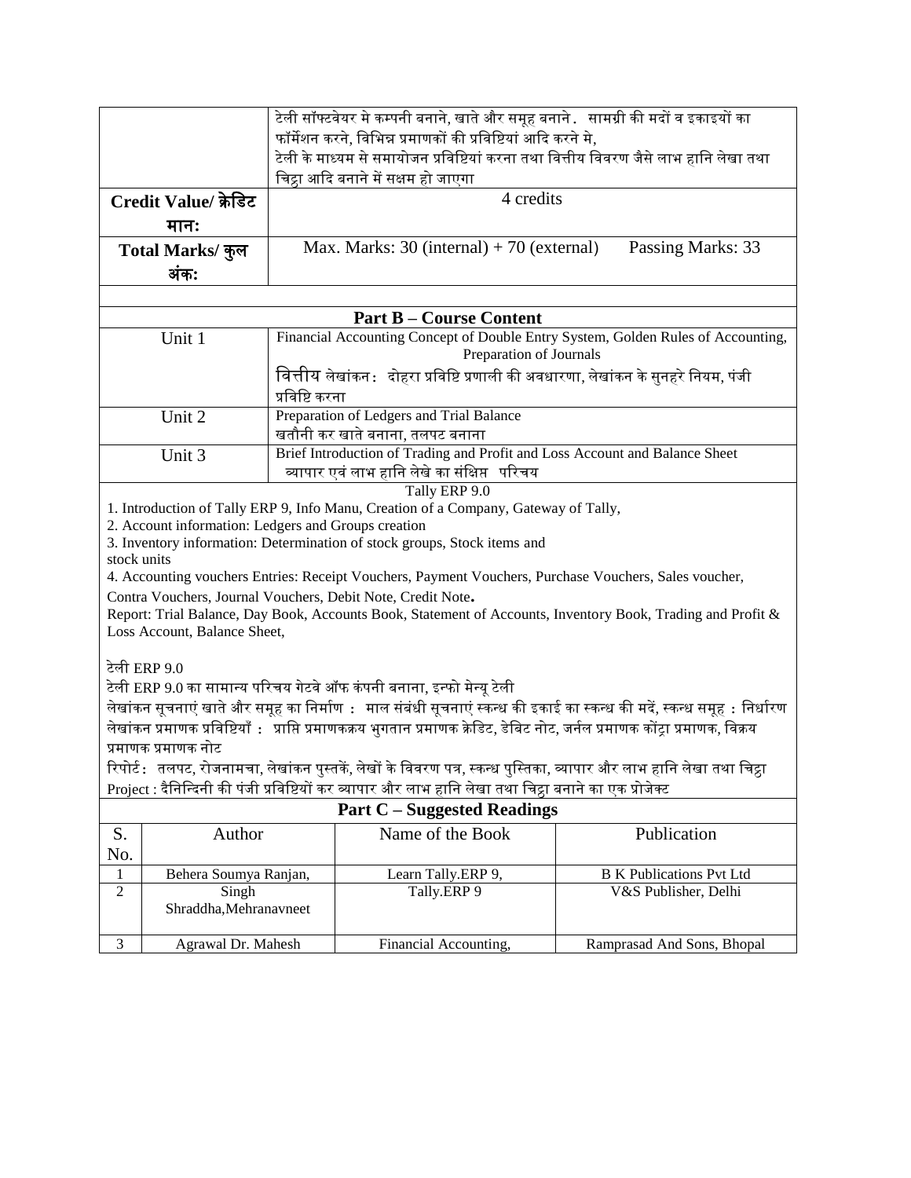| | |
|---|---|
| | टेली सॉफ्टवेयर मे कम्पनी बनाने, खाते और समूह बनाने . सामग्री की मदों व इकाइयों का फॉर्मेशन करने, विभिन्न प्रमाणकों की प्रविष्टियां आदि करने मे, टेली के माध्यम से समायोजन प्रविष्टियां करना तथा वित्तीय विवरण जैसे लाभ हानि लेखा तथा चिट्ठा आदि बनाने में सक्षम हो जाएगा |
| **Credit Value/ क्रेडिट मानः** | 4 credits |
| **Total Marks/ कुल अंकः** | Max. Marks: 30 (internal) + 70 (external) Passing Marks: 33 |

## Part B – Course Content

| | |
|---|---|
| Unit 1 | Financial Accounting Concept of Double Entry System, Golden Rules of Accounting, Preparation of Journals<br>वित्तीय लेखांकन: दोहरा प्रविष्टि प्रणाली की अवधारणा, लेखांकन के सुनहरे नियम, पंजी प्रविष्टि करना |
| Unit 2 | Preparation of Ledgers and Trial Balance<br>खतौनी कर खाते बनाना, तलपट बनाना |
| Unit 3 | Brief Introduction of Trading and Profit and Loss Account and Balance Sheet<br>व्यापार एवं लाभ हानि लेखे का संक्षिप्त परिचय |

Tally ERP 9.0

1. Introduction of Tally ERP 9, Info Manu, Creation of a Company, Gateway of Tally,
2. Account information: Ledgers and Groups creation
3. Inventory information: Determination of stock groups, Stock items and stock units
4. Accounting vouchers Entries: Receipt Vouchers, Payment Vouchers, Purchase Vouchers, Sales voucher, Contra Vouchers, Journal Vouchers, Debit Note, Credit Note.

Report: Trial Balance, Day Book, Accounts Book, Statement of Accounts, Inventory Book, Trading and Profit & Loss Account, Balance Sheet,

टेली ERP 9.0

टेली ERP 9.0 का सामान्य परिचय गेटवे ऑफ कंपनी बनाना, इन्फो मेन्यू टेली

लेखांकन सूचनाएं खाते और समूह का निर्माण : माल संबंधी सूचनाएं स्कन्ध की इकाई का स्कन्ध की मदें, स्कन्ध समूह : निर्धारण

लेखांकन प्रमाणक प्रविष्टियाँ : प्राप्ति प्रमाणकक्रय भुगतान प्रमाणक क्रेडिट, डेबिट नोट, जर्नल प्रमाणक कोंट्रा प्रमाणक, विक्रय प्रमाणक प्रमाणक नोट

रिपोर्ट: तलपट, रोजनामचा, लेखांकन पुस्तकें, लेखों के विवरण पत्र, स्कन्ध पुस्तिका, व्यापार और लाभ हानि लेखा तथा चिट्ठा

Project : दैनिन्दिनी की पंजी प्रविष्टियों कर व्यापार और लाभ हानि लेखा तथा चिट्ठा बनाने का एक प्रोजेक्ट

## Part C – Suggested Readings

| S. No. | Author | Name of the Book | Publication |
|---|---|---|---|
| 1 | Behera Soumya Ranjan, | Learn Tally.ERP 9, | B K Publications Pvt Ltd |
| 2 | Singh Shraddha,Mehranavneet | Tally.ERP 9 | V&S Publisher, Delhi |
| 3 | Agrawal Dr. Mahesh | Financial Accounting, | Ramprasad And Sons, Bhopal |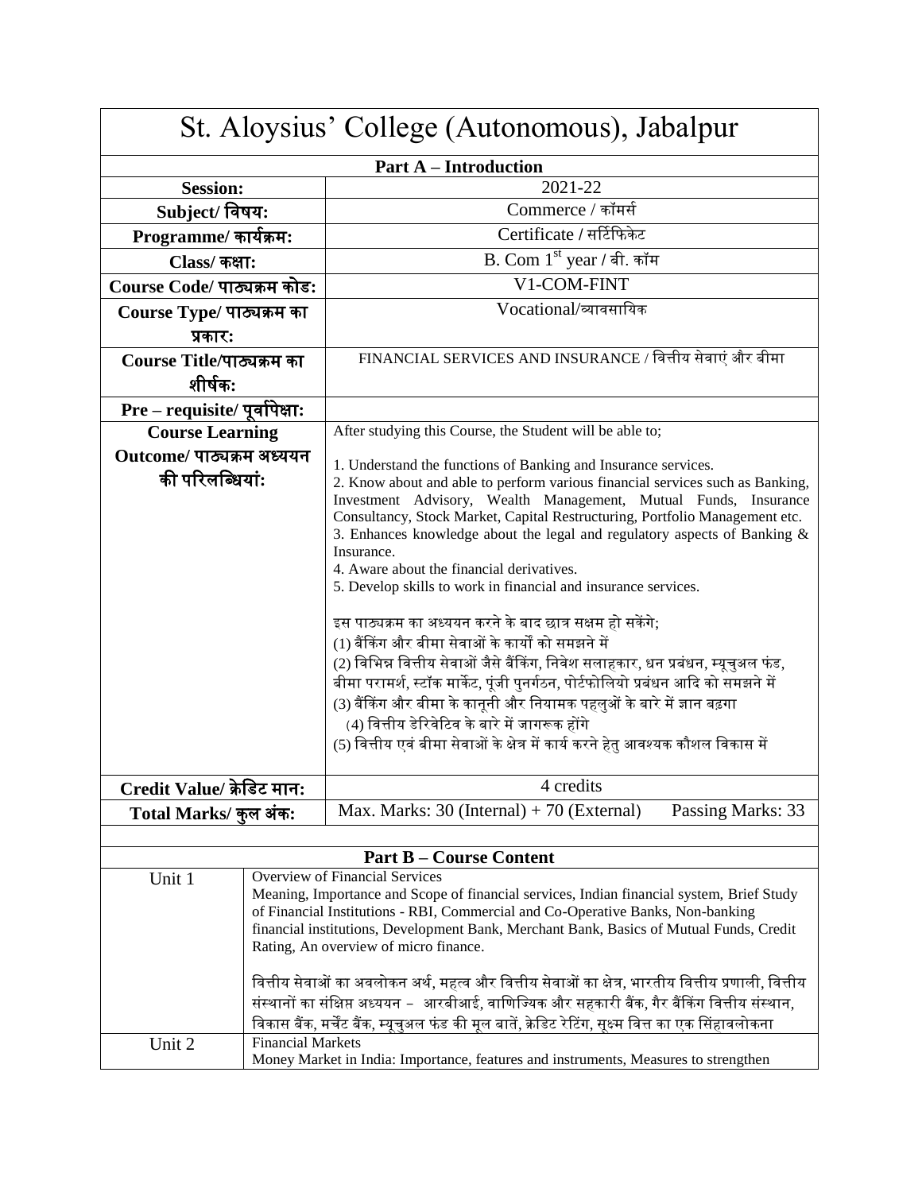# St. Aloysius' College (Autonomous), Jabalpur

| **Part A – Introduction** | |
|---|---|
| **Session:** | 2021-22 |
| **Subject/ विषय:** | Commerce / कॉमर्स |
| **Programme/ कार्यक्रम:** | Certificate / सर्टिफिकेट |
| **Class/ कक्षा:** | B. Com 1st year / बी. कॉम |
| **Course Code/ पाठ्यक्रम कोड:** | V1-COM-FINT |
| **Course Type/ पाठ्यक्रम का प्रकार:** | Vocational/व्यावसायिक |
| **Course Title/पाठ्यक्रम का शीर्षक:** | FINANCIAL SERVICES AND INSURANCE / वित्तीय सेवाएं और बीमा |
| **Pre – requisite/ पूर्वापेक्षा:** | |
| **Course Learning Outcome/ पाठ्यक्रम अध्ययन की परिलब्धियां:** | After studying this Course, the Student will be able to;<br><br>1. Understand the functions of Banking and Insurance services.<br>2. Know about and able to perform various financial services such as Banking, Investment Advisory, Wealth Management, Mutual Funds, Insurance Consultancy, Stock Market, Capital Restructuring, Portfolio Management etc.<br>3. Enhances knowledge about the legal and regulatory aspects of Banking & Insurance.<br>4. Aware about the financial derivatives.<br>5. Develop skills to work in financial and insurance services.<br><br>इस पाठ्यक्रम का अध्ययन करने के बाद छात्र सक्षम हो सकेंगे;<br>(1) बैंकिंग और बीमा सेवाओं के कार्यों को समझने में<br>(2) विभिन्न वित्तीय सेवाओं जैसे बैंकिंग, निवेश सलाहकार, धन प्रबंधन, म्यूचुअल फंड, बीमा परामर्श, स्टॉक मार्केट, पूंजी पुनर्गठन, पोर्टफोलियो प्रबंधन आदि को समझने में<br>(3) बैंकिंग और बीमा के कानूनी और नियामक पहलुओं के बारे में ज्ञान बढ़ेगा<br>(4) वित्तीय डेरिवेटिव के बारे में जागरूक होंगे<br>(5) वित्तीय एवं बीमा सेवाओं के क्षेत्र में कार्य करने हेतु आवश्यक कौशल विकास में |
| **Credit Value/ क्रेडिट मान:** | 4 credits |
| **Total Marks/ कुल अंक:** | Max. Marks: 30 (Internal) + 70 (External) Passing Marks: 33 |

| **Part B – Course Content** | |
|---|---|
| Unit 1 | Overview of Financial Services<br>Meaning, Importance and Scope of financial services, Indian financial system, Brief Study of Financial Institutions - RBI, Commercial and Co-Operative Banks, Non-banking financial institutions, Development Bank, Merchant Bank, Basics of Mutual Funds, Credit Rating, An overview of micro finance.<br><br>वित्तीय सेवाओं का अवलोकन अर्थ, महत्व और वित्तीय सेवाओं का क्षेत्र, भारतीय वित्तीय प्रणाली, वित्तीय संस्थानों का संक्षिप्त अध्ययन – आरबीआई, वाणिज्यिक और सहकारी बैंक, गैर बैंकिंग वित्तीय संस्थान, विकास बैंक, मर्चेंट बैंक, म्यूचुअल फंड की मूल बातें, क्रेडिट रेटिंग, सूक्ष्म वित्त का एक सिंहावलोकना |
| Unit 2 | Financial Markets<br>Money Market in India: Importance, features and instruments, Measures to strengthen |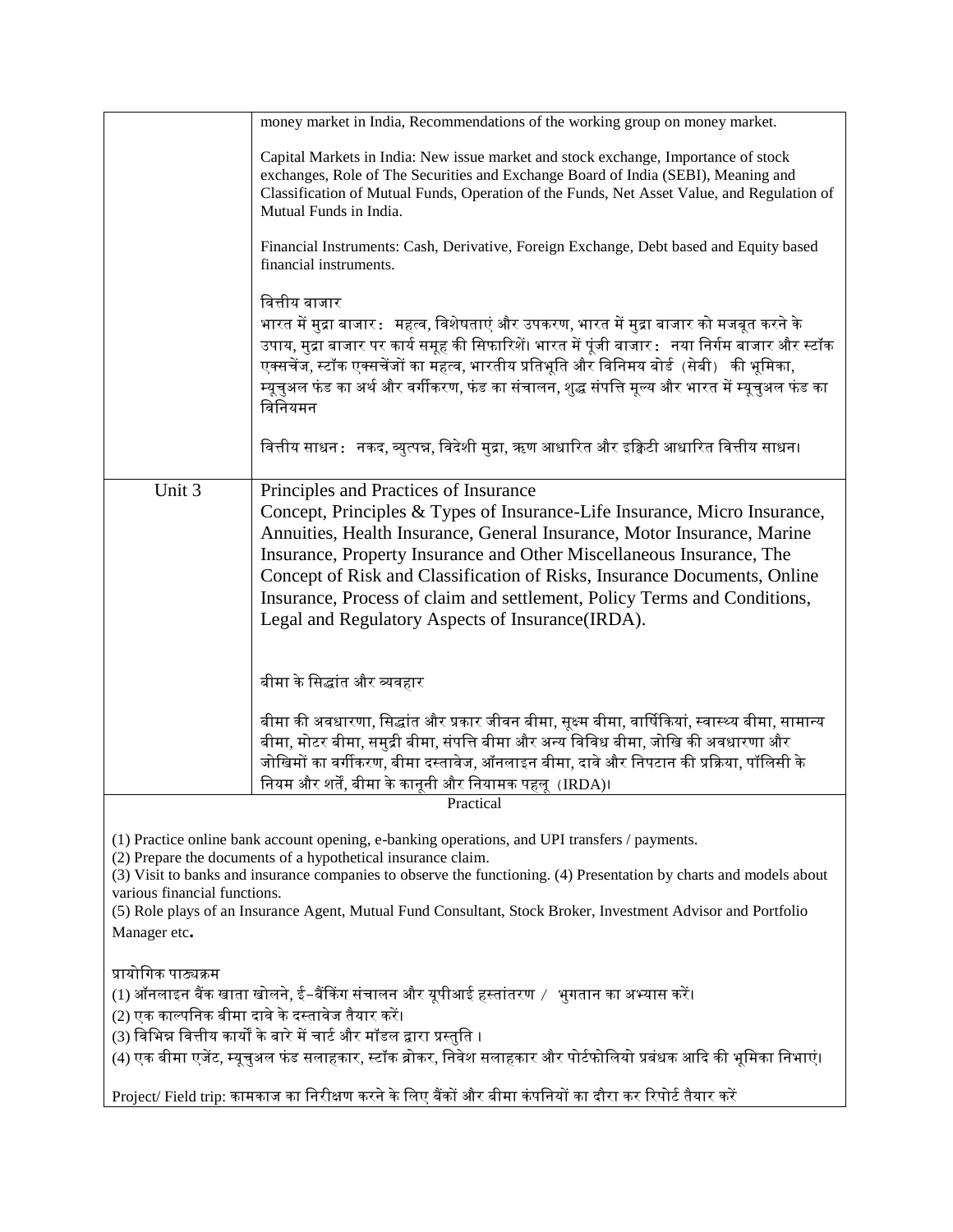| | |
|---|---|
| | money market in India, Recommendations of the working group on money market.<br><br>Capital Markets in India: New issue market and stock exchange, Importance of stock exchanges, Role of The Securities and Exchange Board of India (SEBI), Meaning and Classification of Mutual Funds, Operation of the Funds, Net Asset Value, and Regulation of Mutual Funds in India.<br><br>Financial Instruments: Cash, Derivative, Foreign Exchange, Debt based and Equity based financial instruments.<br><br>वित्तीय बाजार<br>भारत में मुद्रा बाजार : महत्व, विशेषताएं और उपकरण, भारत में मुद्रा बाजार को मजबूत करने के उपाय, मुद्रा बाजार पर कार्य समूह की सिफारिशें। भारत में पूंजी बाजार : नया निर्गम बाजार और स्टॉक एक्सचेंज, स्टॉक एक्सचेंजों का महत्व, भारतीय प्रतिभूति और विनिमय बोर्ड (सेबी) की भूमिका, म्यूचुअल फंड का अर्थ और वर्गीकरण, फंड का संचालन, शुद्ध संपत्ति मूल्य और भारत में म्यूचुअल फंड का विनियमन<br><br>वित्तीय साधन : नकद, व्युत्पन्न, विदेशी मुद्रा, ऋण आधारित और इक्विटी आधारित वित्तीय साधन। |
| Unit 3 | Principles and Practices of Insurance<br>Concept, Principles & Types of Insurance-Life Insurance, Micro Insurance, Annuities, Health Insurance, General Insurance, Motor Insurance, Marine Insurance, Property Insurance and Other Miscellaneous Insurance, The Concept of Risk and Classification of Risks, Insurance Documents, Online Insurance, Process of claim and settlement, Policy Terms and Conditions, Legal and Regulatory Aspects of Insurance(IRDA).<br><br>बीमा के सिद्धांत और व्यवहार<br><br>बीमा की अवधारणा, सिद्धांत और प्रकार जीवन बीमा, सूक्ष्म बीमा, वार्षिकियां, स्वास्थ्य बीमा, सामान्य बीमा, मोटर बीमा, समुद्री बीमा, संपत्ति बीमा और अन्य विविध बीमा, जोखि की अवधारणा और जोखिमों का वर्गीकरण, बीमा दस्तावेज, ऑनलाइन बीमा, दावे और निपटान की प्रक्रिया, पॉलिसी के नियम और शर्तें, बीमा के कानूनी और नियामक पहलू (IRDA)। |

Practical

(1) Practice online bank account opening, e-banking operations, and UPI transfers / payments.
(2) Prepare the documents of a hypothetical insurance claim.
(3) Visit to banks and insurance companies to observe the functioning. (4) Presentation by charts and models about various financial functions.
(5) Role plays of an Insurance Agent, Mutual Fund Consultant, Stock Broker, Investment Advisor and Portfolio Manager etc**.**

प्रायोगिक पाठ्यक्रम
(1) ऑनलाइन बैंक खाता खोलने, ई-बैंकिंग संचालन और यूपीआई हस्तांतरण / भुगतान का अभ्यास करें।
(2) एक काल्पनिक बीमा दावे के दस्तावेज तैयार करें।
(3) विभिन्न वित्तीय कार्यों के बारे में चार्ट और मॉडल द्वारा प्रस्तुति ।
(4) एक बीमा एजेंट, म्यूचुअल फंड सलाहकार, स्टॉक ब्रोकर, निवेश सलाहकार और पोर्टफोलियो प्रबंधक आदि की भूमिका निभाएं।

Project/ Field trip: कामकाज का निरीक्षण करने के लिए बैंकों और बीमा कंपनियों का दौरा कर रिपोर्ट तैयार करें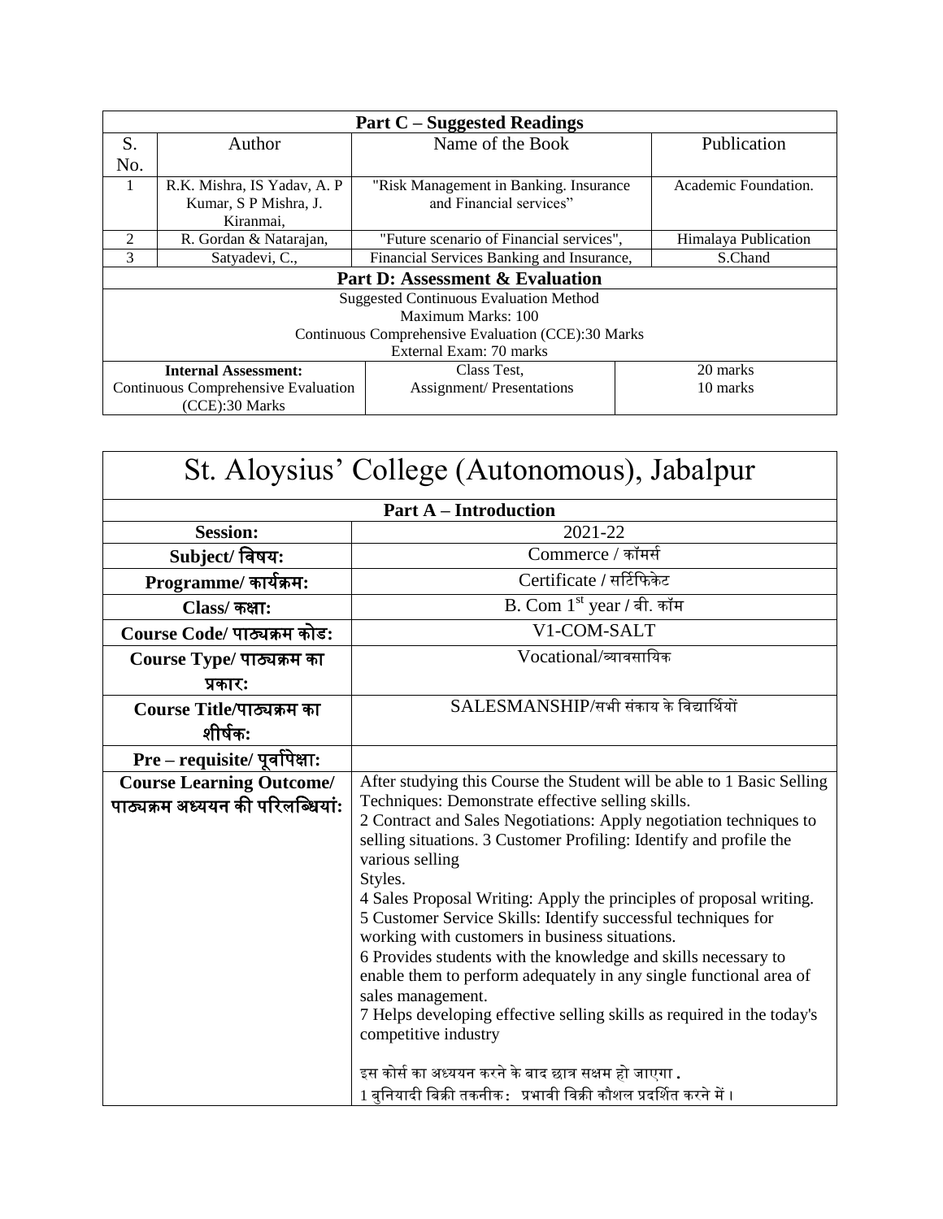| Part C – Suggested Readings | | | |
|---|---|---|---|
| S. No. | Author | Name of the Book | Publication |
| 1 | R.K. Mishra, IS Yadav, A. P Kumar, S P Mishra, J. Kiranmai, | "Risk Management in Banking. Insurance and Financial services" | Academic Foundation. |
| 2 | R. Gordan & Natarajan, | "Future scenario of Financial services", | Himalaya Publication |
| 3 | Satyadevi, C., | Financial Services Banking and Insurance, | S.Chand |

| Part D: Assessment & Evaluation | | |
|---|---|---|
| Suggested Continuous Evaluation Method<br>Maximum Marks: 100<br>Continuous Comprehensive Evaluation (CCE):30 Marks<br>External Exam: 70 marks | | |
| **Internal Assessment:**<br>Continuous Comprehensive Evaluation (CCE):30 Marks | Class Test,<br>Assignment/ Presentations | 20 marks<br>10 marks |

# St. Aloysius' College (Autonomous), Jabalpur

| Part A – Introduction | |
|---|---|
| **Session:** | 2021-22 |
| **Subject/ विषय:** | Commerce / कॉमर्स |
| **Programme/ कार्यक्रम:** | Certificate / सर्टिफिकेट |
| **Class/ कक्षा:** | B. Com 1st year / बी. कॉम |
| **Course Code/ पाठ्यक्रम कोड:** | V1-COM-SALT |
| **Course Type/ पाठ्यक्रम का प्रकार:** | Vocational/व्यावसायिक |
| **Course Title/पाठ्यक्रम का शीर्षक:** | SALESMANSHIP/सभी संकाय के विद्यार्थियों |
| **Pre – requisite/ पूर्वापेक्षा:** | |
| **Course Learning Outcome/ पाठ्यक्रम अध्ययन की परिलब्धियां:** | After studying this Course the Student will be able to 1 Basic Selling Techniques: Demonstrate effective selling skills.<br>2 Contract and Sales Negotiations: Apply negotiation techniques to selling situations. 3 Customer Profiling: Identify and profile the various selling Styles.<br>4 Sales Proposal Writing: Apply the principles of proposal writing.<br>5 Customer Service Skills: Identify successful techniques for working with customers in business situations.<br>6 Provides students with the knowledge and skills necessary to enable them to perform adequately in any single functional area of sales management.<br>7 Helps developing effective selling skills as required in the today's competitive industry<br><br>इस कोर्स का अध्ययन करने के बाद छात्र सक्षम हो जाएगा .<br>1 बुनियादी बिक्री तकनीक: प्रभावी बिक्री कौशल प्रदर्शित करने में। |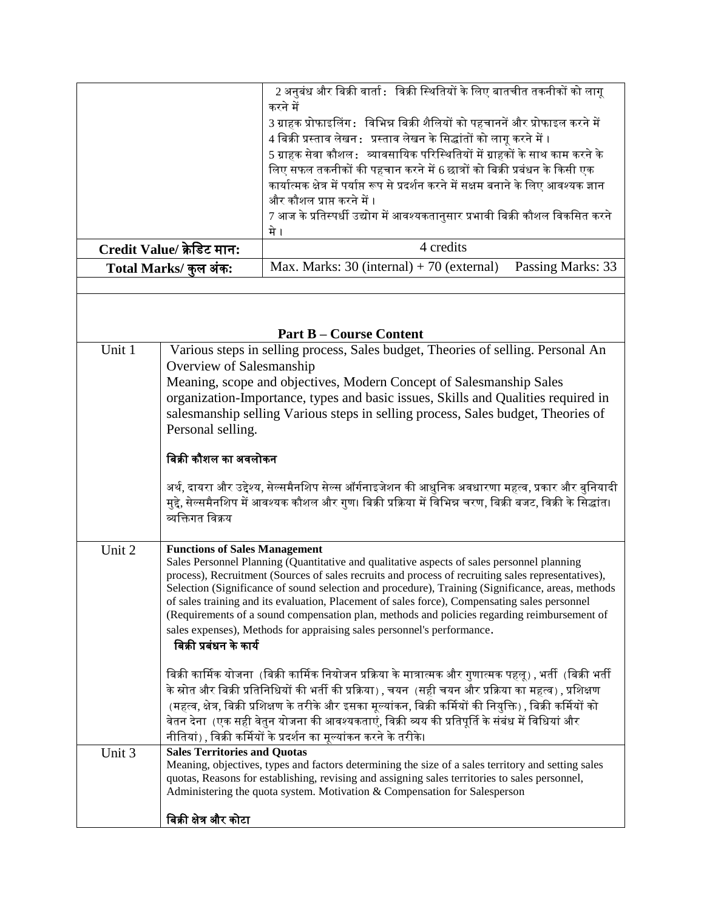| | |
|---|---|
| | 2 अनुबंध और बिक्री वार्ता : बिक्री स्थितियों के लिए बातचीत तकनीकों को लागू करने में<br>3 ग्राहक प्रोफाइलिंग : विभिन्न बिक्री शैलियों को पहचानने और प्रोफाइल करने में<br>4 बिक्री प्रस्ताव लेखन : प्रस्ताव लेखन के सिद्धांतों को लागू करने में ।<br>5 ग्राहक सेवा कौशल : व्यावसायिक परिस्थितियों में ग्राहकों के साथ काम करने के लिए सफल तकनीकों की पहचान करने में 6 छात्रों को बिक्री प्रबंधन के किसी एक कार्यात्मक क्षेत्र में पर्याप्त रूप से प्रदर्शन करने में सक्षम बनाने के लिए आवश्यक ज्ञान और कौशल प्राप्त करने में ।<br>7 आज के प्रतिस्पर्धी उद्योग में आवश्यकतानुसार प्रभावी बिक्री कौशल विकसित करने मे । |
| **Credit Value/ क्रेडिट मान:** | 4 credits |
| **Total Marks/ कुल अंक:** | Max. Marks: 30 (internal) + 70 (external) Passing Marks: 33 |

## Part B – Course Content

| | |
|---|---|
| Unit 1 | Various steps in selling process, Sales budget, Theories of selling. Personal An Overview of Salesmanship<br>Meaning, scope and objectives, Modern Concept of Salesmanship Sales organization-Importance, types and basic issues, Skills and Qualities required in salesmanship selling Various steps in selling process, Sales budget, Theories of Personal selling.<br><br>**बिक्री कौशल का अवलोकन**<br><br>अर्थ, दायरा और उद्देश्य, सेल्समैनशिप सेल्स ऑर्गनाइजेशन की आधुनिक अवधारणा महत्व, प्रकार और बुनियादी मुद्दे, सेल्समैनशिप में आवश्यक कौशल और गुण। बिक्री प्रक्रिया में विभिन्न चरण, बिक्री बजट, विक्री के सिद्धांत। व्यक्तिगत विक्रय |
| Unit 2 | **Functions of Sales Management**<br>Sales Personnel Planning (Quantitative and qualitative aspects of sales personnel planning process), Recruitment (Sources of sales recruits and process of recruiting sales representatives), Selection (Significance of sound selection and procedure), Training (Significance, areas, methods of sales training and its evaluation, Placement of sales force), Compensating sales personnel (Requirements of a sound compensation plan, methods and policies regarding reimbursement of sales expenses), Methods for appraising sales personnel's performance.<br>**बिक्री प्रबंधन के कार्य**<br><br>बिक्री कार्मिक योजना (बिक्री कार्मिक नियोजन प्रक्रिया के मात्रात्मक और गुणात्मक पहलू) , भर्ती (बिक्री भर्ती के स्रोत और बिक्री प्रतिनिधियों की भर्ती की प्रक्रिया) , चयन (सही चयन और प्रक्रिया का महत्व) , प्रशिक्षण (महत्व, क्षेत्र, बिक्री प्रशिक्षण के तरीके और इसका मूल्यांकन, बिक्री कर्मियों की नियुक्ति) , बिक्री कर्मियों को वेतन देना (एक सही वेतन योजना की आवश्यकताएं, विक्री व्यय की प्रतिपूर्ति के संबंध में विधियां और नीतियां) , बिक्री कर्मियों के प्रदर्शन का मूल्यांकन करने के तरीके। |
| Unit 3 | **Sales Territories and Quotas**<br>Meaning, objectives, types and factors determining the size of a sales territory and setting sales quotas, Reasons for establishing, revising and assigning sales territories to sales personnel, Administering the quota system. Motivation & Compensation for Salesperson<br><br>**बिक्री क्षेत्र और कोटा** |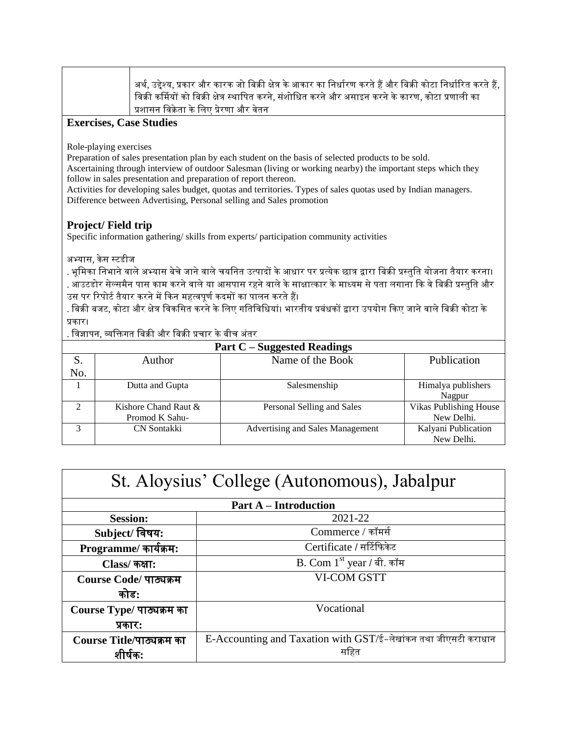| | अर्थ, उद्देश्य, प्रकार और कारक जो बिक्री क्षेत्र के आकार का निर्धारण करते हैं और बिक्री कोटा निर्धारित करते हैं, बिक्री कर्मियों को बिक्री क्षेत्र स्थापित करने, संशोधित करने और असाइन करने के कारण, कोटा प्रणाली का प्रशासन विक्रेता के लिए प्रेरणा और वेतन |
|---|---|

**Exercises, Case Studies**

Role-playing exercises
Preparation of sales presentation plan by each student on the basis of selected products to be sold.
Ascertaining through interview of outdoor Salesman (living or working nearby) the important steps which they follow in sales presentation and preparation of report thereon.
Activities for developing sales budget, quotas and territories. Types of sales quotas used by Indian managers.
Difference between Advertising, Personal selling and Sales promotion

**Project/ Field trip**

Specific information gathering/ skills from experts/ participation community activities

अभ्यास, केस स्टडीज

. भूमिका निभाने वाले अभ्यास बेचे जाने वाले चयनित उत्पादों के आधार पर प्रत्येक छात्र द्वारा बिक्री प्रस्तुति योजना तैयार करना।
. आउटडोर सेल्समैन पास काम करने वाले या आसपास रहने वाले के साक्षात्कार के माध्यम से पता लगाना कि वे बिक्री प्रस्तुति और उस पर रिपोर्ट तैयार करने में किन महत्वपूर्ण कदमों का पालन करते हैं।
. बिक्री बजट, कोटा और क्षेत्र विकसित करने के लिए गतिविधियां। भारतीय प्रबंधकों द्वारा उपयोग किए जाने वाले बिक्री कोटा के प्रकार।
. विज्ञापन, व्यक्तिगत बिक्री और बिक्री प्रचार के बीच अंतर

**Part C – Suggested Readings**

| S. No. | Author | Name of the Book | Publication |
|---|---|---|---|
| 1 | Dutta and Gupta | Salesmenship | Himalya publishers Nagpur |
| 2 | Kishore Chand Raut & Promod K Sahu- | Personal Selling and Sales | Vikas Publishing House New Delhi. |
| 3 | CN Sontakki | Advertising and Sales Management | Kalyani Publication New Delhi. |

# St. Aloysius' College (Autonomous), Jabalpur

**Part A – Introduction**

| | |
|---|---|
| **Session:** | 2021-22 |
| **Subject/ विषय:** | Commerce / कॉमर्स |
| **Programme/ कार्यक्रम:** | Certificate / सर्टिफिकेट |
| **Class/ कक्षा:** | B. Com 1st year / बी. कॉम |
| **Course Code/ पाठ्यक्रम कोड:** | VI-COM GSTT |
| **Course Type/ पाठ्यक्रम का प्रकार:** | Vocational |
| **Course Title/पाठ्यक्रम का शीर्षक:** | E-Accounting and Taxation with GST/ई-लेखांकन तथा जीएसटी कराधान सहित |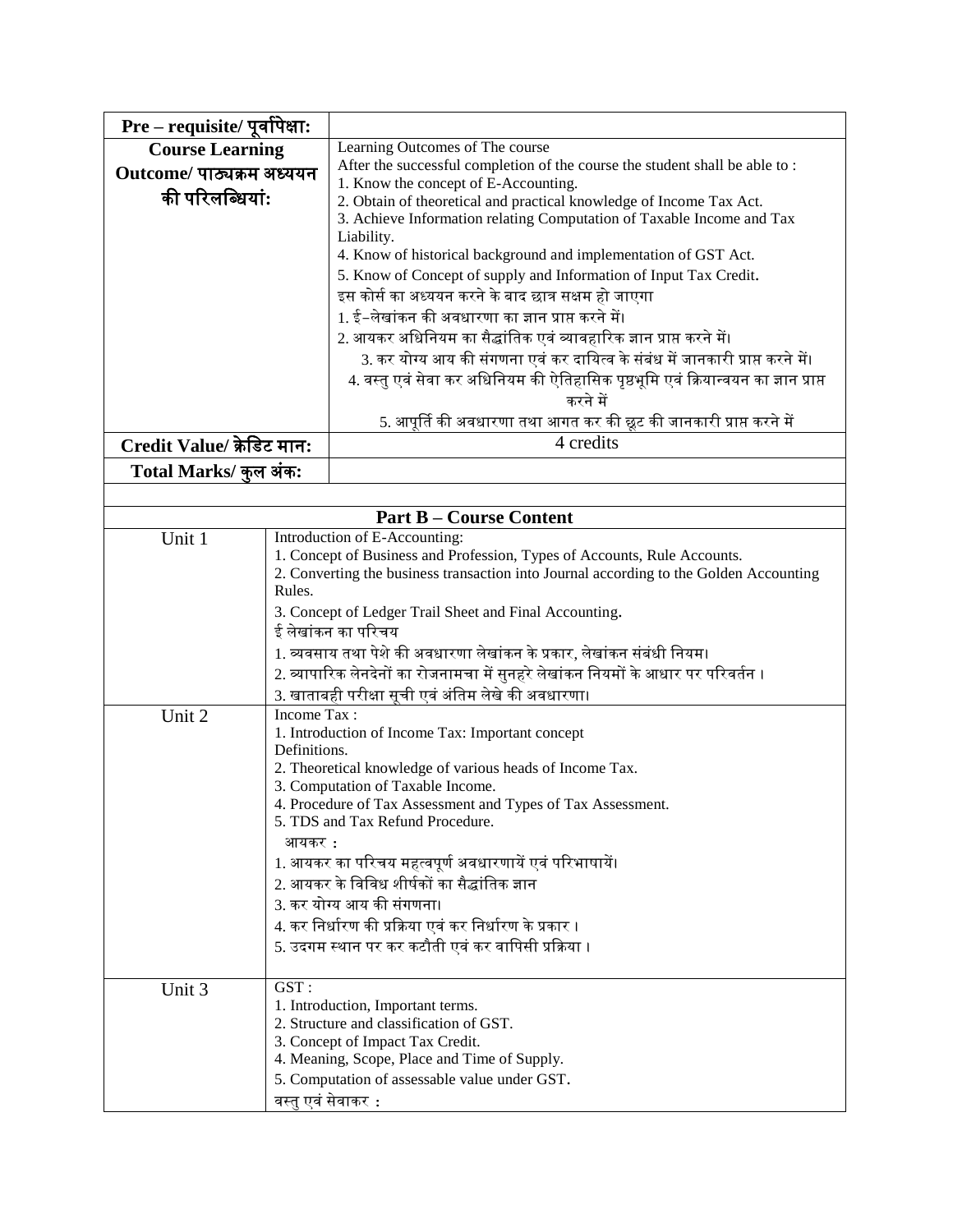| | |
|---|---|
| **Pre – requisite/ पूर्वापेक्षा:** | |
| **Course Learning Outcome/ पाठ्यक्रम अध्ययन की परिलब्धियां:** | Learning Outcomes of The course<br>After the successful completion of the course the student shall be able to :<br>1. Know the concept of E-Accounting.<br>2. Obtain of theoretical and practical knowledge of Income Tax Act.<br>3. Achieve Information relating Computation of Taxable Income and Tax Liability.<br>4. Know of historical background and implementation of GST Act.<br>5. Know of Concept of supply and Information of Input Tax Credit.<br>इस कोर्स का अध्ययन करने के बाद छात्र सक्षम हो जाएगा<br>1. ई–लेखांकन की अवधारणा का ज्ञान प्राप्त करने में।<br>2. आयकर अधिनियम का सैद्धांतिक एवं व्यावहारिक ज्ञान प्राप्त करने में।<br>3. कर योग्य आय की संगणना एवं कर दायित्व के संबंध में जानकारी प्राप्त करने में।<br>4. वस्तु एवं सेवा कर अधिनियम की ऐतिहासिक पृष्ठभूमि एवं क्रियान्वयन का ज्ञान प्राप्त करने में<br>5. आपूर्ति की अवधारणा तथा आगत कर की छूट की जानकारी प्राप्त करने में |
| **Credit Value/ क्रेडिट मान:** | 4 credits |
| **Total Marks/ कुल अंक:** | |

| **Part B – Course Content** | |
|---|---|
| Unit 1 | Introduction of E-Accounting:<br>1. Concept of Business and Profession, Types of Accounts, Rule Accounts.<br>2. Converting the business transaction into Journal according to the Golden Accounting Rules.<br>3. Concept of Ledger Trail Sheet and Final Accounting.<br>ई लेखांकन का परिचय<br>1. व्यवसाय तथा पेशे की अवधारणा लेखांकन के प्रकार, लेखांकन संबंधी नियम।<br>2. व्यापारिक लेनदेनों का रोजनामचा में सुनहरे लेखांकन नियमों के आधार पर परिवर्तन ।<br>3. खाताबही परीक्षा सूची एवं अंतिम लेखे की अवधारणा। |
| Unit 2 | Income Tax :<br>1. Introduction of Income Tax: Important concept Definitions.<br>2. Theoretical knowledge of various heads of Income Tax.<br>3. Computation of Taxable Income.<br>4. Procedure of Tax Assessment and Types of Tax Assessment.<br>5. TDS and Tax Refund Procedure.<br>आयकर :<br>1. आयकर का परिचय महत्वपूर्ण अवधारणायें एवं परिभाषायें।<br>2. आयकर के विविध शीर्षकों का सैद्धांतिक ज्ञान<br>3. कर योग्य आय की संगणना।<br>4. कर निर्धारण की प्रक्रिया एवं कर निर्धारण के प्रकार ।<br>5. उदगम स्थान पर कर कटौती एवं कर वापिसी प्रक्रिया । |
| Unit 3 | GST :<br>1. Introduction, Important terms.<br>2. Structure and classification of GST.<br>3. Concept of Impact Tax Credit.<br>4. Meaning, Scope, Place and Time of Supply.<br>5. Computation of assessable value under GST.<br>वस्तु एवं सेवाकर : |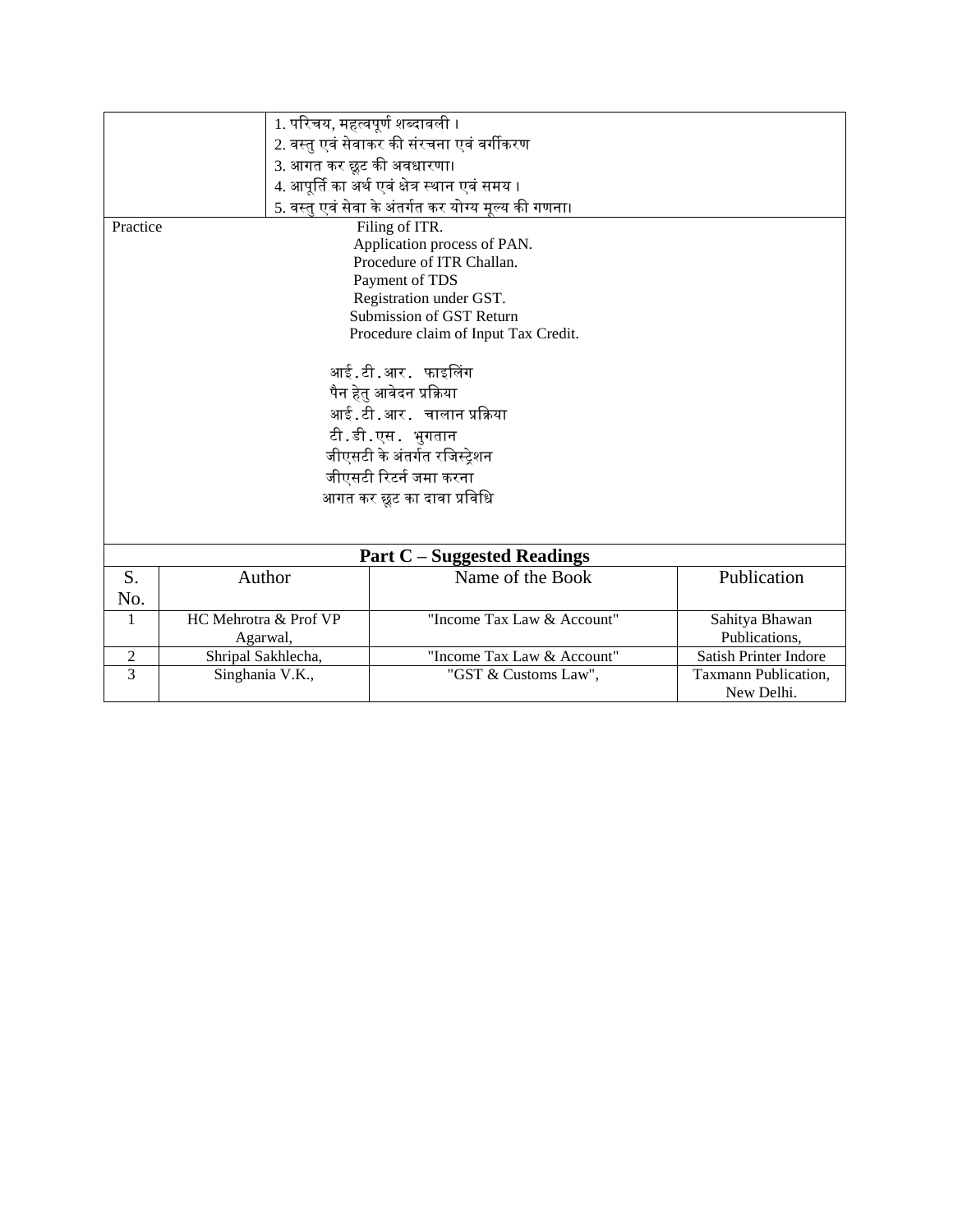| | |
|---|---|
| | 1. परिचय, महत्वपूर्ण शब्दावली ।<br>2. वस्तु एवं सेवाकर की संरचना एवं वर्गीकरण<br>3. आगत कर छूट की अवधारणा।<br>4. आपूर्ति का अर्थ एवं क्षेत्र स्थान एवं समय ।<br>5. वस्तु एवं सेवा के अंतर्गत कर योग्य मूल्य की गणना। |
| Practice | Filing of ITR.<br>Application process of PAN.<br>Procedure of ITR Challan.<br>Payment of TDS<br>Registration under GST.<br>Submission of GST Return<br>Procedure claim of Input Tax Credit.<br><br>आई.टी.आर. फाइलिंग<br>पैन हेतु आवेदन प्रक्रिया<br>आई.टी.आर. चालान प्रक्रिया<br>टी.डी.एस. भुगतान<br>जीएसटी के अंतर्गत रजिस्ट्रेशन<br>जीएसटी रिटर्न जमा करना<br>आगत कर छूट का दावा प्रविधि |

**Part C – Suggested Readings**

| S. No. | Author | Name of the Book | Publication |
|---|---|---|---|
| 1 | HC Mehrotra & Prof VP Agarwal, | "Income Tax Law & Account" | Sahitya Bhawan Publications, |
| 2 | Shripal Sakhlecha, | "Income Tax Law & Account" | Satish Printer Indore |
| 3 | Singhania V.K., | "GST & Customs Law", | Taxmann Publication, New Delhi. |